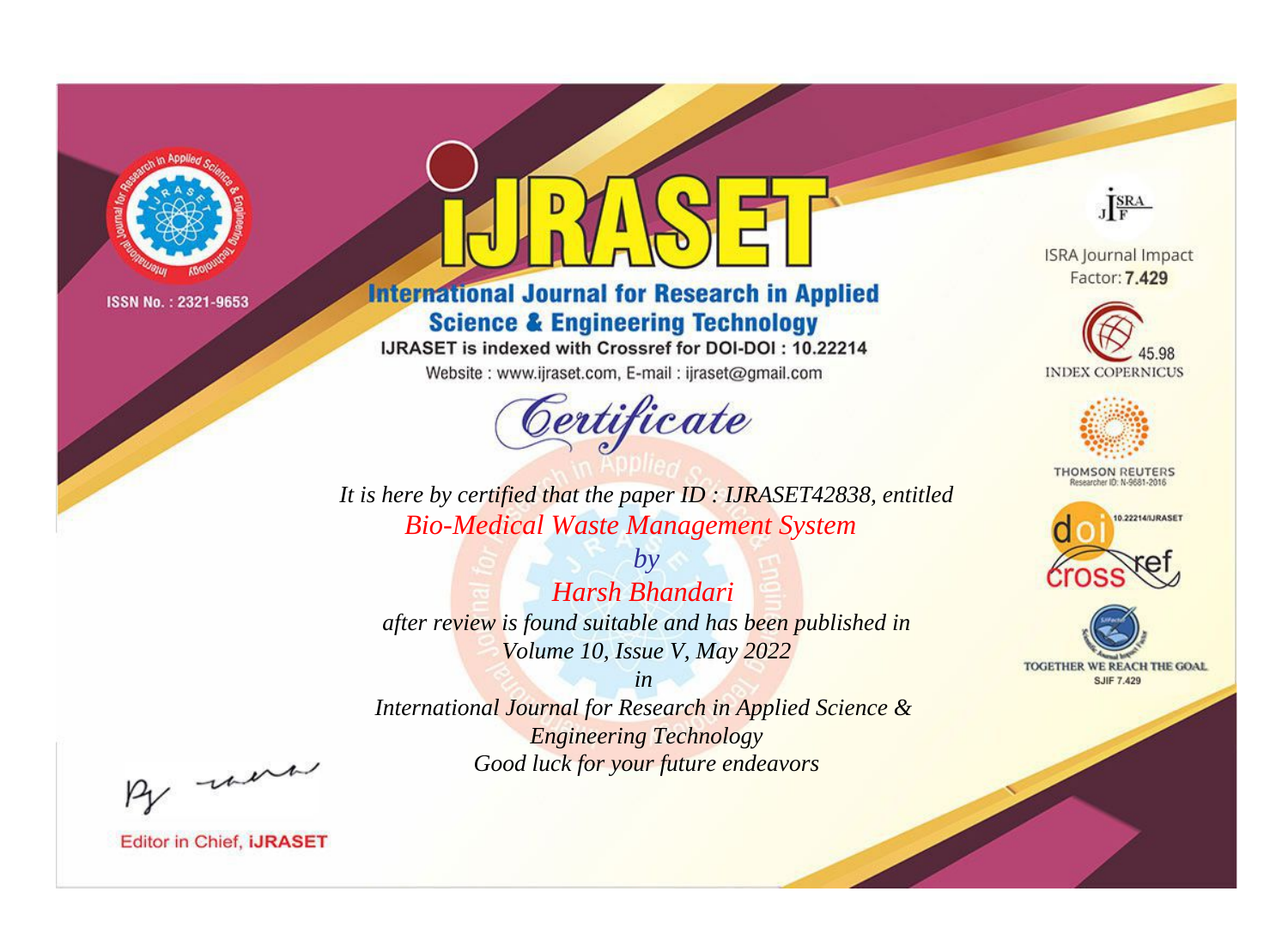ISSN No. : 2321-9653

# iJRASET

## International Journal for Research in Applied Science & Engineering Technology

IJRASET is indexed with Crossref for DOI-DOI : 10.22214

Website : www.ijraset.com, E-mail : ijraset@gmail.com

# Certificate

*It is here by certified that the paper ID : IJRASET42838, entitled*

*Bio-Medical Waste Management System*

*by*

*Harsh Bhandari*

*after review is found suitable and has been published in*

*Volume 10, Issue V, May 2022*

*in*

*International Journal for Research in Applied Science & Engineering Technology*

*Good luck for your future endeavors*

ISRA Journal Impact Factor: **7.429**

45.98 INDEX COPERNICUS

THOMSON REUTERS Researcher ID: N-9681-2016

10.22214/IJRASET

TOGETHER WE REACH THE GOAL SJIF 7.429

Editor in Chief, **iJRASET**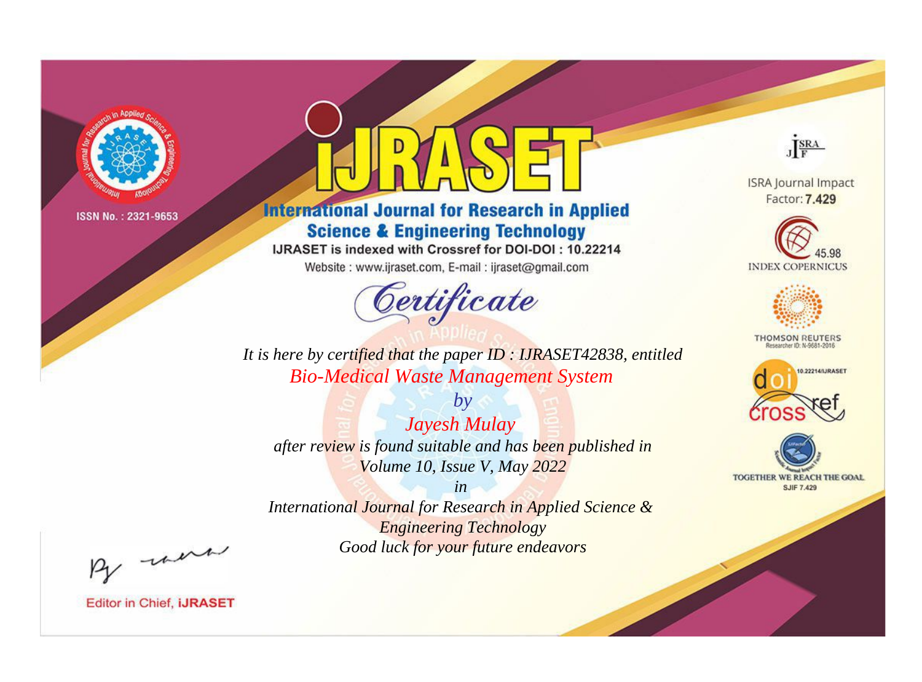ISSN No. : 2321-9653

# IJRASET

## International Journal for Research in Applied Science & Engineering Technology

IJRASET is indexed with Crossref for DOI-DOI : 10.22214

Website : www.ijraset.com, E-mail : ijraset@gmail.com

ISRA Journal Impact Factor: **7.429**

45.98 INDEX COPERNICUS

THOMSON REUTERS Researcher ID: N-9681-2016

10.22214/IJRASET

TOGETHER WE REACH THE GOAL SJIF 7.429

# Certificate

*It is here by certified that the paper ID : IJRASET42838, entitled*

*Bio-Medical Waste Management System*

*by*

*Jayesh Mulay*

*after review is found suitable and has been published in*

*Volume 10, Issue V, May 2022*

*in*

*International Journal for Research in Applied Science & Engineering Technology*

*Good luck for your future endeavors*

Editor in Chief, **iJRASET**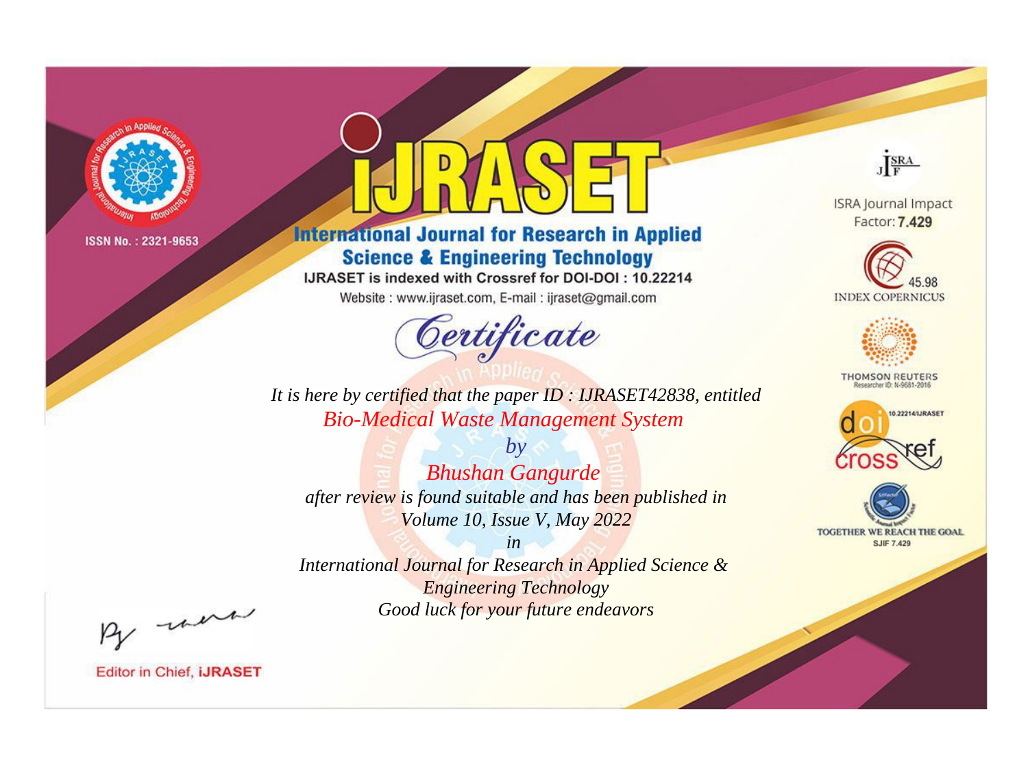ISSN No. : 2321-9653

# iJRASET

## International Journal for Research in Applied Science & Engineering Technology

IJRASET is indexed with Crossref for DOI-DOI : 10.22214

Website : www.ijraset.com, E-mail : ijraset@gmail.com

ISRA Journal Impact Factor: **7.429**

45.98 INDEX COPERNICUS

THOMSON REUTERS Researcher ID: N-9681-2016

10.22214/IJRASET

TOGETHER WE REACH THE GOAL SJIF 7.429

# *Certificate*

*It is here by certified that the paper ID : IJRASET42838, entitled*

*Bio-Medical Waste Management System*

*by*

*Bhushan Gangurde*

*after review is found suitable and has been published in*

*Volume 10, Issue V, May 2022*

*in*

*International Journal for Research in Applied Science & Engineering Technology*

*Good luck for your future endeavors*

Editor in Chief, **iJRASET**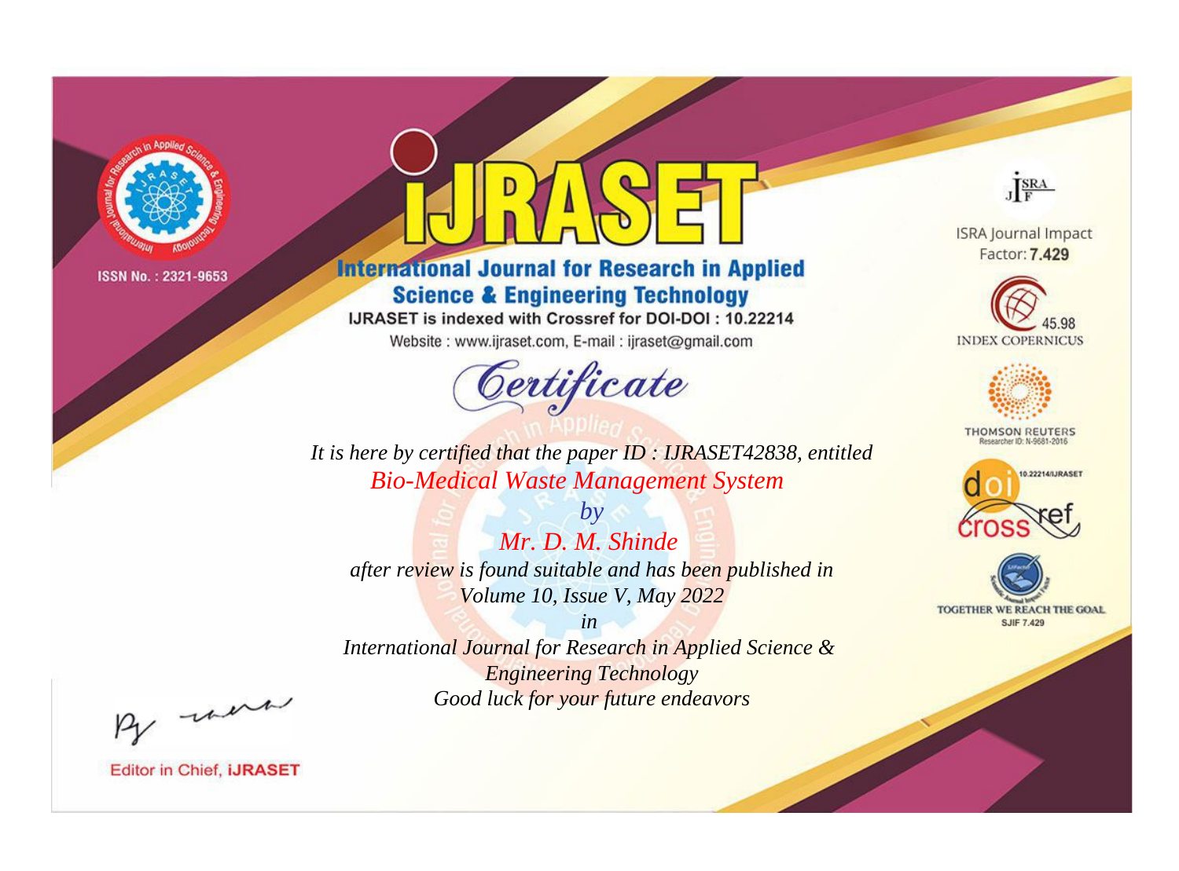ISSN No. : 2321-9653

# iJRASET

## International Journal for Research in Applied Science & Engineering Technology

IJRASET is indexed with Crossref for DOI-DOI : 10.22214

Website : www.ijraset.com, E-mail : ijraset@gmail.com

ISRA Journal Impact Factor: **7.429**

45.98 INDEX COPERNICUS

THOMSON REUTERS Researcher ID: N-9681-2016

10.22214/IJRASET

TOGETHER WE REACH THE GOAL SJIF 7.429

# *Certificate*

*It is here by certified that the paper ID : IJRASET42838, entitled*

*Bio-Medical Waste Management System*

*by*

*Mr. D. M. Shinde*

*after review is found suitable and has been published in*

*Volume 10, Issue V, May 2022*

*in*

*International Journal for Research in Applied Science & Engineering Technology*

*Good luck for your future endeavors*

Editor in Chief, **iJRASET**